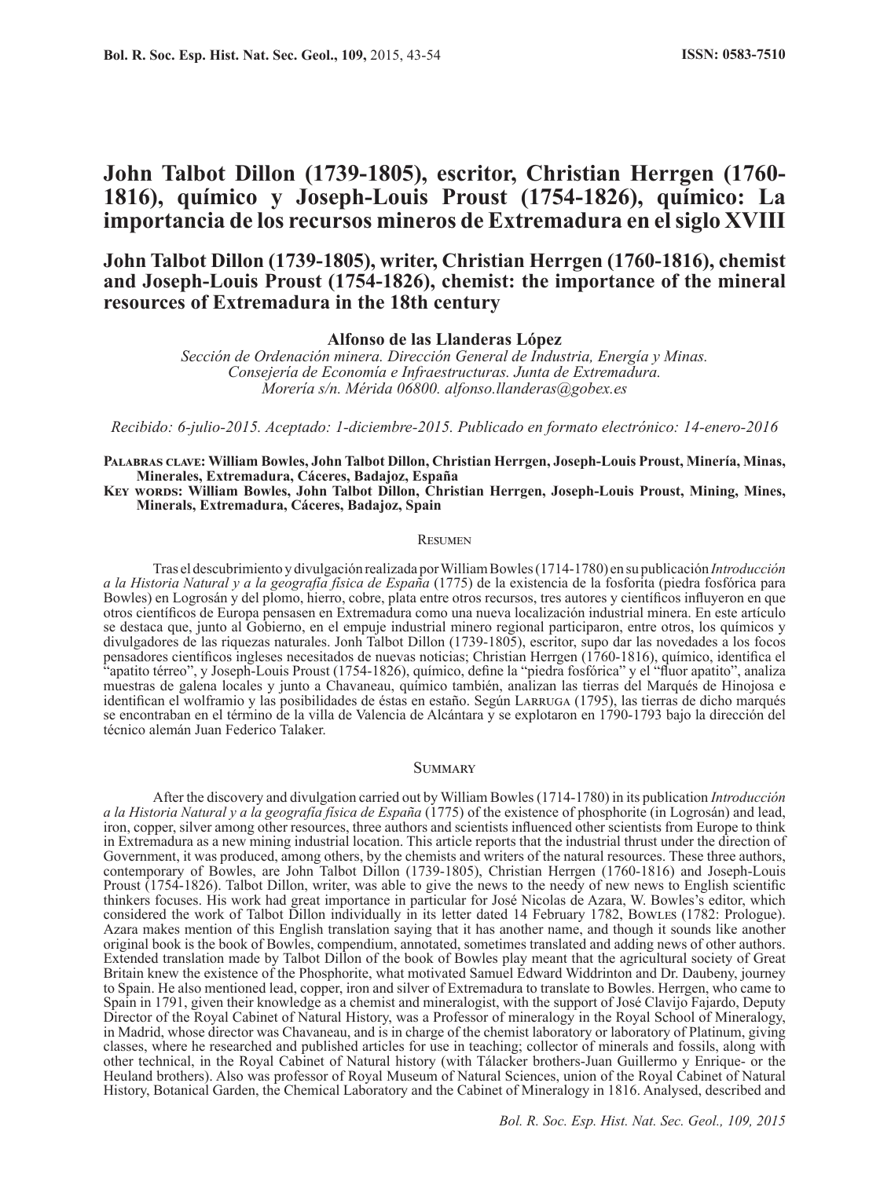# John Talbot Dillon (1739-1805), escritor, Christian Herrgen (1760-1816), químico y Joseph-Louis Proust (1754-1826), químico: La importancia de los recursos mineros de Extremadura en el siglo XVIII

## John Talbot Dillon (1739-1805), writer, Christian Herrgen (1760-1816), chemist and Joseph-Louis Proust (1754-1826), chemist: the importance of the mineral resources of Extremadura in the 18th century

**Alfonso de las Llanderas López**

*Sección de Ordenación minera. Dirección General de Industria, Energía y Minas. Consejería de Economía e Infraestructuras. Junta de Extremadura. Morería s/n. Mérida 06800. alfonso.llanderas@gobex.es*

*Recibido: 6-julio-2015. Aceptado: 1-diciembre-2015. Publicado en formato electrónico: 14-enero-2016*

**Palabras clave: William Bowles, John Talbot Dillon, Christian Herrgen, Joseph-Louis Proust, Minería, Minas, Minerales, Extremadura, Cáceres, Badajoz, España**

**Key words: William Bowles, John Talbot Dillon, Christian Herrgen, Joseph-Louis Proust, Mining, Mines, Minerals, Extremadura, Cáceres, Badajoz, Spain**

### Resumen

Tras el descubrimiento y divulgación realizada por William Bowles (1714-1780) en su publicación *Introducción a la Historia Natural y a la geografía física de España* (1775) de la existencia de la fosforita (piedra fosfórica para Bowles) en Logrosán y del plomo, hierro, cobre, plata entre otros recursos, tres autores y científicos influyeron en que otros científicos de Europa pensasen en Extremadura como una nueva localización industrial minera. En este artículo se destaca que, junto al Gobierno, en el empuje industrial minero regional participaron, entre otros, los químicos y divulgadores de las riquezas naturales. Jonh Talbot Dillon (1739-1805), escritor, supo dar las novedades a los focos pensadores científicos ingleses necesitados de nuevas noticias; Christian Herrgen (1760-1816), químico, identifica el "apatito térreo", y Joseph-Louis Proust (1754-1826), químico, define la "piedra fosfórica" y el "fluor apatito", analiza muestras de galena locales y junto a Chavaneau, químico también, analizan las tierras del Marqués de Hinojosa e identifican el wolframio y las posibilidades de éstas en estaño. Según Larruga (1795), las tierras de dicho marqués se encontraban en el término de la villa de Valencia de Alcántara y se explotaron en 1790-1793 bajo la dirección del técnico alemán Juan Federico Talaker.

### Summary

After the discovery and divulgation carried out by William Bowles (1714-1780) in its publication *Introducción a la Historia Natural y a la geografía física de España* (1775) of the existence of phosphorite (in Logrosán) and lead, iron, copper, silver among other resources, three authors and scientists influenced other scientists from Europe to think in Extremadura as a new mining industrial location. This article reports that the industrial thrust under the direction of Government, it was produced, among others, by the chemists and writers of the natural resources. These three authors, contemporary of Bowles, are John Talbot Dillon (1739-1805), Christian Herrgen (1760-1816) and Joseph-Louis Proust (1754-1826). Talbot Dillon, writer, was able to give the news to the needy of new news to English scientific thinkers focuses. His work had great importance in particular for José Nicolas de Azara, W. Bowles's editor, which considered the work of Talbot Dillon individually in its letter dated 14 February 1782, Bowles (1782: Prologue). Azara makes mention of this English translation saying that it has another name, and though it sounds like another original book is the book of Bowles, compendium, annotated, sometimes translated and adding news of other authors. Extended translation made by Talbot Dillon of the book of Bowles play meant that the agricultural society of Great Britain knew the existence of the Phosphorite, what motivated Samuel Edward Widdrinton and Dr. Daubeny, journey to Spain. He also mentioned lead, copper, iron and silver of Extremadura to translate to Bowles. Herrgen, who came to Spain in 1791, given their knowledge as a chemist and mineralogist, with the support of José Clavijo Fajardo, Deputy Director of the Royal Cabinet of Natural History, was a Professor of mineralogy in the Royal School of Mineralogy, in Madrid, whose director was Chavaneau, and is in charge of the chemist laboratory or laboratory of Platinum, giving classes, where he researched and published articles for use in teaching; collector of minerals and fossils, along with other technical, in the Royal Cabinet of Natural history (with Tálacker brothers-Juan Guillermo y Enrique- or the Heuland brothers). Also was professor of Royal Museum of Natural Sciences, union of the Royal Cabinet of Natural History, Botanical Garden, the Chemical Laboratory and the Cabinet of Mineralogy in 1816. Analysed, described and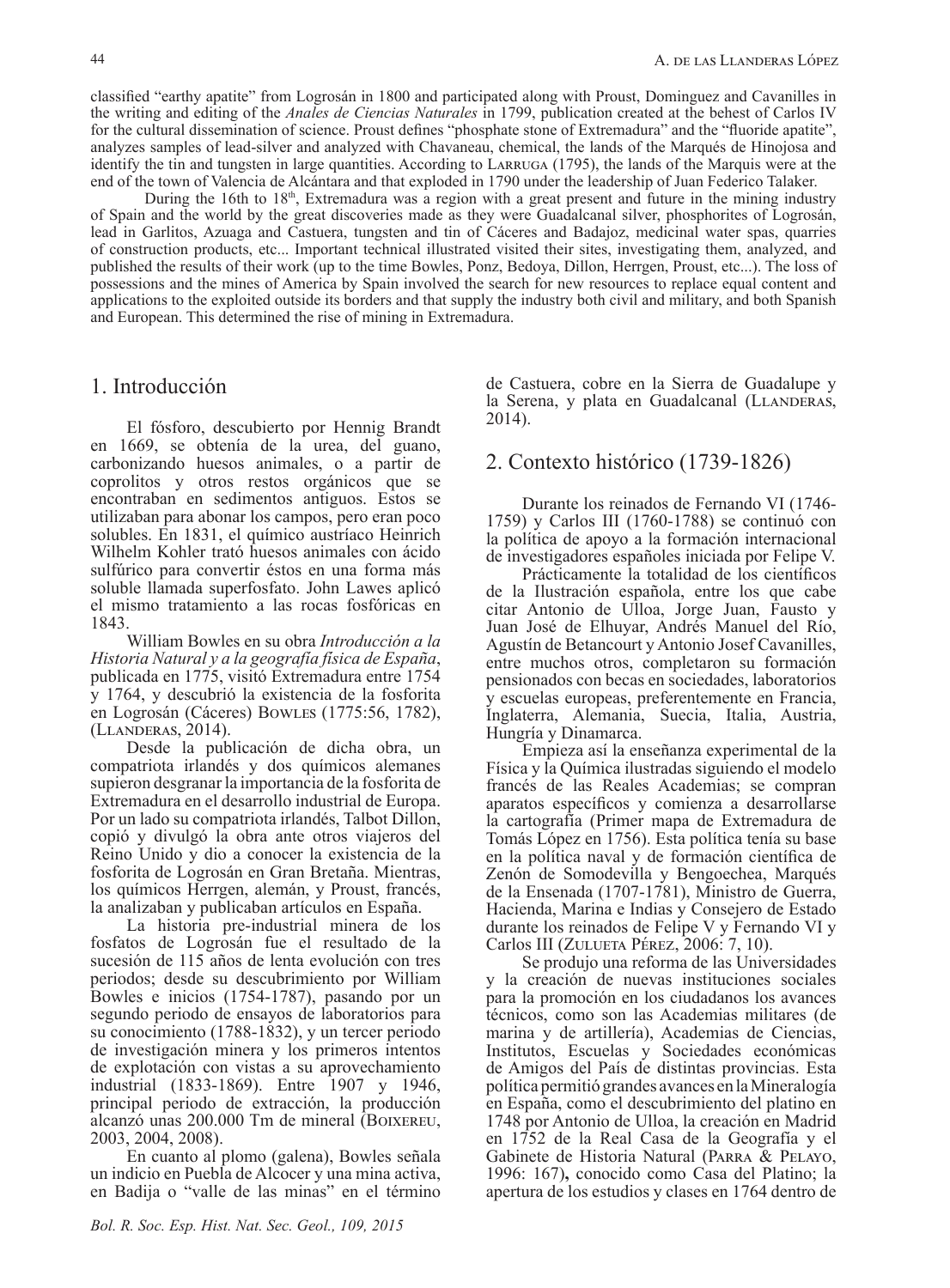classified "earthy apatite" from Logrosán in 1800 and participated along with Proust, Dominguez and Cavanilles in the writing and editing of the *Anales de Ciencias Naturales* in 1799, publication created at the behest of Carlos IV for the cultural dissemination of science. Proust defines "phosphate stone of Extremadura" and the "fluoride apatite", analyzes samples of lead-silver and analyzed with Chavaneau, chemical, the lands of the Marqués de Hinojosa and identify the tin and tungsten in large quantities. According to Larruga (1795), the lands of the Marquis were at the end of the town of Valencia de Alcántara and that exploded in 1790 under the leadership of Juan Federico Talaker.

During the 16th to 18th, Extremadura was a region with a great present and future in the mining industry of Spain and the world by the great discoveries made as they were Guadalcanal silver, phosphorites of Logrosán, lead in Garlitos, Azuaga and Castuera, tungsten and tin of Cáceres and Badajoz, medicinal water spas, quarries of construction products, etc... Important technical illustrated visited their sites, investigating them, analyzed, and published the results of their work (up to the time Bowles, Ponz, Bedoya, Dillon, Herrgen, Proust, etc...). The loss of possessions and the mines of America by Spain involved the search for new resources to replace equal content and applications to the exploited outside its borders and that supply the industry both civil and military, and both Spanish and European. This determined the rise of mining in Extremadura.

## 1. Introducción

El fósforo, descubierto por Hennig Brandt en 1669, se obtenía de la urea, del guano, carbonizando huesos animales, o a partir de coprolitos y otros restos orgánicos que se encontraban en sedimentos antiguos. Estos se utilizaban para abonar los campos, pero eran poco solubles. En 1831, el químico austríaco Heinrich Wilhelm Kohler trató huesos animales con ácido sulfúrico para convertir éstos en una forma más soluble llamada superfosfato. John Lawes aplicó el mismo tratamiento a las rocas fosfóricas en 1843.

William Bowles en su obra *Introducción a la Historia Natural y a la geografía física de España*, publicada en 1775, visitó Extremadura entre 1754 y 1764, y descubrió la existencia de la fosforita en Logrosán (Cáceres) Bowles (1775:56, 1782), (Llanderas, 2014).

Desde la publicación de dicha obra, un compatriota irlandés y dos químicos alemanes supieron desgranar la importancia de la fosforita de Extremadura en el desarrollo industrial de Europa. Por un lado su compatriota irlandés, Talbot Dillon, copió y divulgó la obra ante otros viajeros del Reino Unido y dio a conocer la existencia de la fosforita de Logrosán en Gran Bretaña. Mientras, los químicos Herrgen, alemán, y Proust, francés, la analizaban y publicaban artículos en España.

La historia pre-industrial minera de los fosfatos de Logrosán fue el resultado de la sucesión de 115 años de lenta evolución con tres periodos; desde su descubrimiento por William Bowles e inicios (1754-1787), pasando por un segundo periodo de ensayos de laboratorios para su conocimiento (1788-1832), y un tercer periodo de investigación minera y los primeros intentos de explotación con vistas a su aprovechamiento industrial (1833-1869). Entre 1907 y 1946, principal periodo de extracción, la producción alcanzó unas 200.000 Tm de mineral (Boixereu, 2003, 2004, 2008).

En cuanto al plomo (galena), Bowles señala un indicio en Puebla de Alcocer y una mina activa, en Badija o "valle de las minas" en el término de Castuera, cobre en la Sierra de Guadalupe y la Serena, y plata en Guadalcanal (Llanderas, 2014).

## 2. Contexto histórico (1739-1826)

Durante los reinados de Fernando VI (1746-1759) y Carlos III (1760-1788) se continuó con la política de apoyo a la formación internacional de investigadores españoles iniciada por Felipe V.

Prácticamente la totalidad de los científicos de la Ilustración española, entre los que cabe citar Antonio de Ulloa, Jorge Juan, Fausto y Juan José de Elhuyar, Andrés Manuel del Río, Agustín de Betancourt y Antonio Josef Cavanilles, entre muchos otros, completaron su formación pensionados con becas en sociedades, laboratorios y escuelas europeas, preferentemente en Francia, Inglaterra, Alemania, Suecia, Italia, Austria, Hungría y Dinamarca.

Empieza así la enseñanza experimental de la Física y la Química ilustradas siguiendo el modelo francés de las Reales Academias; se compran aparatos específicos y comienza a desarrollarse la cartografía (Primer mapa de Extremadura de Tomás López en 1756). Esta política tenía su base en la política naval y de formación científica de Zenón de Somodevilla y Bengoechea, Marqués de la Ensenada (1707-1781), Ministro de Guerra, Hacienda, Marina e Indias y Consejero de Estado durante los reinados de Felipe V y Fernando VI y Carlos III (Zulueta Pérez, 2006: 7, 10).

Se produjo una reforma de las Universidades y la creación de nuevas instituciones sociales para la promoción en los ciudadanos los avances técnicos, como son las Academias militares (de marina y de artillería), Academias de Ciencias, Institutos, Escuelas y Sociedades económicas de Amigos del País de distintas provincias. Esta política permitió grandes avances en la Mineralogía en España, como el descubrimiento del platino en 1748 por Antonio de Ulloa, la creación en Madrid en 1752 de la Real Casa de la Geografía y el Gabinete de Historia Natural (Parra & Pelayo, 1996: 167)**,** conocido como Casa del Platino; la apertura de los estudios y clases en 1764 dentro de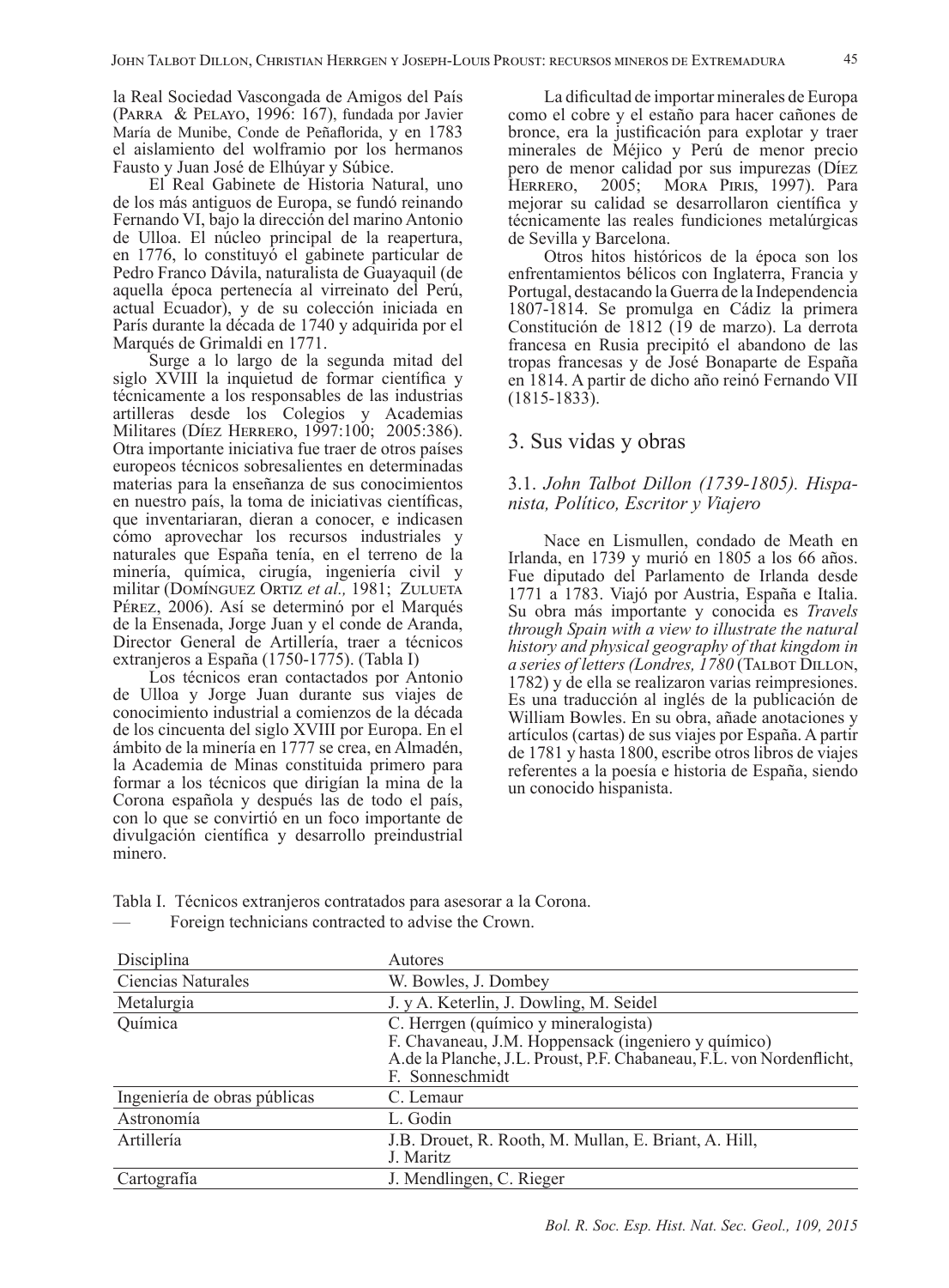la Real Sociedad Vascongada de Amigos del País (Parra & Pelayo, 1996: 167), fundada por Javier María de Munibe, Conde de Peñaflorida, y en 1783 el aislamiento del wolframio por los hermanos Fausto y Juan José de Elhúyar y Súbice.

El Real Gabinete de Historia Natural, uno de los más antiguos de Europa, se fundó reinando Fernando VI, bajo la dirección del marino Antonio de Ulloa. El núcleo principal de la reapertura, en 1776, lo constituyó el gabinete particular de Pedro Franco Dávila, naturalista de Guayaquil (de aquella época pertenecía al virreinato del Perú, actual Ecuador), y de su colección iniciada en París durante la década de 1740 y adquirida por el Marqués de Grimaldi en 1771.

Surge a lo largo de la segunda mitad del siglo XVIII la inquietud de formar científica y técnicamente a los responsables de las industrias artilleras desde los Colegios y Academias Militares (Díez Herrero, 1997:100; 2005:386). Otra importante iniciativa fue traer de otros países europeos técnicos sobresalientes en determinadas materias para la enseñanza de sus conocimientos en nuestro país, la toma de iniciativas científicas, que inventariaran, dieran a conocer, e indicasen cómo aprovechar los recursos industriales y naturales que España tenía, en el terreno de la minería, química, cirugía, ingeniería civil y militar (Domínguez Ortiz *et al.,* 1981; Zulueta Pérez, 2006). Así se determinó por el Marqués de la Ensenada, Jorge Juan y el conde de Aranda, Director General de Artillería, traer a técnicos extranjeros a España (1750-1775). (Tabla I)

Los técnicos eran contactados por Antonio de Ulloa y Jorge Juan durante sus viajes de conocimiento industrial a comienzos de la década de los cincuenta del siglo XVIII por Europa. En el ámbito de la minería en 1777 se crea, en Almadén, la Academia de Minas constituida primero para formar a los técnicos que dirigían la mina de la Corona española y después las de todo el país, con lo que se convirtió en un foco importante de divulgación científica y desarrollo preindustrial minero.

La dificultad de importar minerales de Europa como el cobre y el estaño para hacer cañones de bronce, era la justificación para explotar y traer minerales de Méjico y Perú de menor precio pero de menor calidad por sus impurezas (Díez Herrero, 2005; Mora Piris, 1997). Para mejorar su calidad se desarrollaron científica y técnicamente las reales fundiciones metalúrgicas de Sevilla y Barcelona.

Otros hitos históricos de la época son los enfrentamientos bélicos con Inglaterra, Francia y Portugal, destacando la Guerra de la Independencia 1807-1814. Se promulga en Cádiz la primera Constitución de 1812 (19 de marzo). La derrota francesa en Rusia precipitó el abandono de las tropas francesas y de José Bonaparte de España en 1814. A partir de dicho año reinó Fernando VII (1815-1833).

## 3. Sus vidas y obras

### 3.1. *John Talbot Dillon (1739-1805). Hispanista, Político, Escritor y Viajero*

Nace en Lismullen, condado de Meath en Irlanda, en 1739 y murió en 1805 a los 66 años. Fue diputado del Parlamento de Irlanda desde 1771 a 1783. Viajó por Austria, España e Italia. Su obra más importante y conocida es *Travels through Spain with a view to illustrate the natural history and physical geography of that kingdom in a series of letters (Londres, 1780* (Talbot Dillon, 1782) y de ella se realizaron varias reimpresiones. Es una traducción al inglés de la publicación de William Bowles. En su obra, añade anotaciones y artículos (cartas) de sus viajes por España. A partir de 1781 y hasta 1800, escribe otros libros de viajes referentes a la poesía e historia de España, siendo un conocido hispanista.

Tabla I. Técnicos extranjeros contratados para asesorar a la Corona.
— Foreign technicians contracted to advise the Crown.

| Disciplina | Autores |
|---|---|
| Ciencias Naturales | W. Bowles, J. Dombey |
| Metalurgia | J. y A. Keterlin, J. Dowling, M. Seidel |
| Química | C. Herrgen (químico y mineralogista)<br>F. Chavaneau, J.M. Hoppensack (ingeniero y químico)<br>A.de la Planche, J.L. Proust, P.F. Chabaneau, F.L. von Nordenflicht, F. Sonneschmidt |
| Ingeniería de obras públicas | C. Lemaur |
| Astronomía | L. Godin |
| Artillería | J.B. Drouet, R. Rooth, M. Mullan, E. Briant, A. Hill, J. Maritz |
| Cartografía | J. Mendlingen, C. Rieger |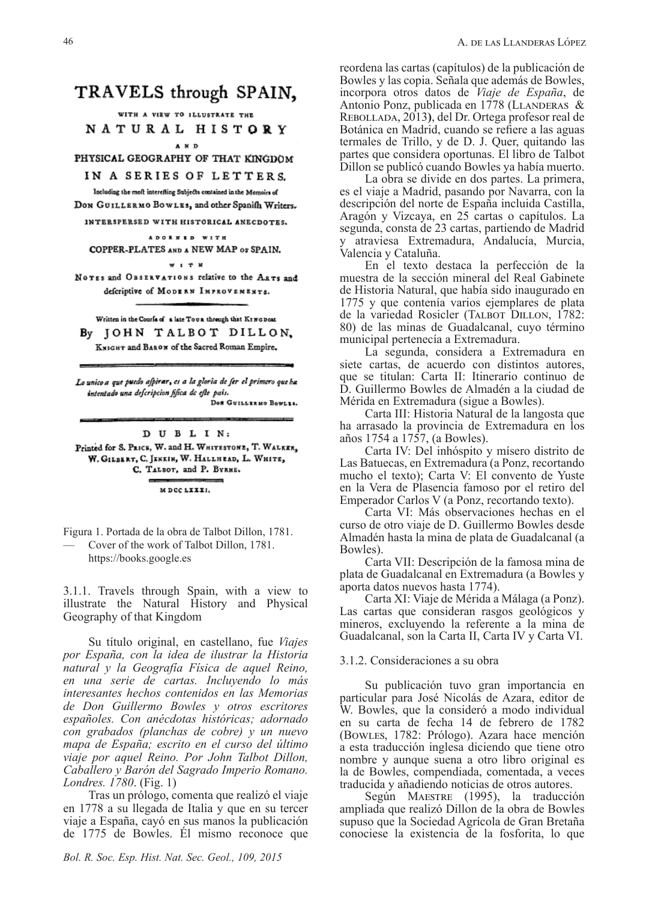TRAVELS through SPAIN,

WITH A VIEW TO ILLUSTRATE THE

NATURAL HISTORY

AND

PHYSICAL GEOGRAPHY OF THAT KINGDOM

IN A SERIES OF LETTERS.

Including the most interesting Subjects contained in the Memoirs of

Don Guillermo Bowles, and other Spanish Writers.

INTERSPERSED WITH HISTORICAL ANECDOTES.

ADORNED WITH

COPPER-PLATES AND A NEW MAP OF SPAIN.

WITH

Notes and Observations relative to the Arts and descriptive of Modern Improvements.

Written in the Course of a late Tour through that Kingdom

By JOHN TALBOT DILLON,

Knight and Baron of the Sacred Roman Empire.

*Lo unico a que puedo aspirar, es a la gloria de ser el primero que ha intentado una descripcion fysica de este pais.*

Don Guillermo Bowles.

DUBLIN:

Printed for S. Price, W. and H. Whitestone, T. Walker, W. Gilbert, C. Jenkin, W. Hallhead, L. White, C. Talbot, and P. Byrne.

MDCCLXXXI.

Figura 1. Portada de la obra de Talbot Dillon, 1781.
— Cover of the work of Talbot Dillon, 1781.
https://books.google.es

### 3.1.1. Travels through Spain, with a view to illustrate the Natural History and Physical Geography of that Kingdom

Su título original, en castellano, fue *Viajes por España, con la idea de ilustrar la Historia natural y la Geografía Física de aquel Reino, en una serie de cartas. Incluyendo lo más interesantes hechos contenidos en las Memorias de Don Guillermo Bowles y otros escritores españoles. Con anécdotas históricas; adornado con grabados (planchas de cobre) y un nuevo mapa de España; escrito en el curso del último viaje por aquel Reino. Por John Talbot Dillon, Caballero y Barón del Sagrado Imperio Romano. Londres. 1780*. (Fig. 1)

Tras un prólogo, comenta que realizó el viaje en 1778 a su llegada de Italia y que en su tercer viaje a España, cayó en sus manos la publicación de 1775 de Bowles. Él mismo reconoce que reordena las cartas (capítulos) de la publicación de Bowles y las copia. Señala que además de Bowles, incorpora otros datos de *Viaje de España*, de Antonio Ponz, publicada en 1778 (Llanderas & Rebollada, 2013), del Dr. Ortega profesor real de Botánica en Madrid, cuando se refiere a las aguas termales de Trillo, y de D. J. Quer, quitando las partes que considera oportunas. El libro de Talbot Dillon se publicó cuando Bowles ya había muerto.

La obra se divide en dos partes. La primera, es el viaje a Madrid, pasando por Navarra, con la descripción del norte de España incluida Castilla, Aragón y Vizcaya, en 25 cartas o capítulos. La segunda, consta de 23 cartas, partiendo de Madrid y atraviesa Extremadura, Andalucía, Murcia, Valencia y Cataluña.

En el texto destaca la perfección de la muestra de la sección mineral del Real Gabinete de Historia Natural, que había sido inaugurado en 1775 y que contenía varios ejemplares de plata de la variedad Rosicler (Talbot Dillon, 1782: 80) de las minas de Guadalcanal, cuyo término municipal pertenecía a Extremadura.

La segunda, considera a Extremadura en siete cartas, de acuerdo con distintos autores, que se titulan: Carta II: Itinerario continuo de D. Guillermo Bowles de Almadén a la ciudad de Mérida en Extremadura (sigue a Bowles).

Carta III: Historia Natural de la langosta que ha arrasado la provincia de Extremadura en los años 1754 a 1757, (a Bowles).

Carta IV: Del inhóspito y mísero distrito de Las Batuecas, en Extremadura (a Ponz, recortando mucho el texto); Carta V: El convento de Yuste en la Vera de Plasencia famoso por el retiro del Emperador Carlos V (a Ponz, recortando texto).

Carta VI: Más observaciones hechas en el curso de otro viaje de D. Guillermo Bowles desde Almadén hasta la mina de plata de Guadalcanal (a Bowles).

Carta VII: Descripción de la famosa mina de plata de Guadalcanal en Extremadura (a Bowles y aporta datos nuevos hasta 1774).

Carta XI: Viaje de Mérida a Málaga (a Ponz). Las cartas que consideran rasgos geológicos y mineros, excluyendo la referente a la mina de Guadalcanal, son la Carta II, Carta IV y Carta VI.

### 3.1.2. Consideraciones a su obra

Su publicación tuvo gran importancia en particular para José Nicolás de Azara, editor de W. Bowles, que la consideró a modo individual en su carta de fecha 14 de febrero de 1782 (Bowles, 1782: Prólogo). Azara hace mención a esta traducción inglesa diciendo que tiene otro nombre y aunque suena a otro libro original es la de Bowles, compendiada, comentada, a veces traducida y añadiendo noticias de otros autores.

Según Maestre (1995), la traducción ampliada que realizó Dillon de la obra de Bowles supuso que la Sociedad Agrícola de Gran Bretaña conociese la existencia de la fosforita, lo que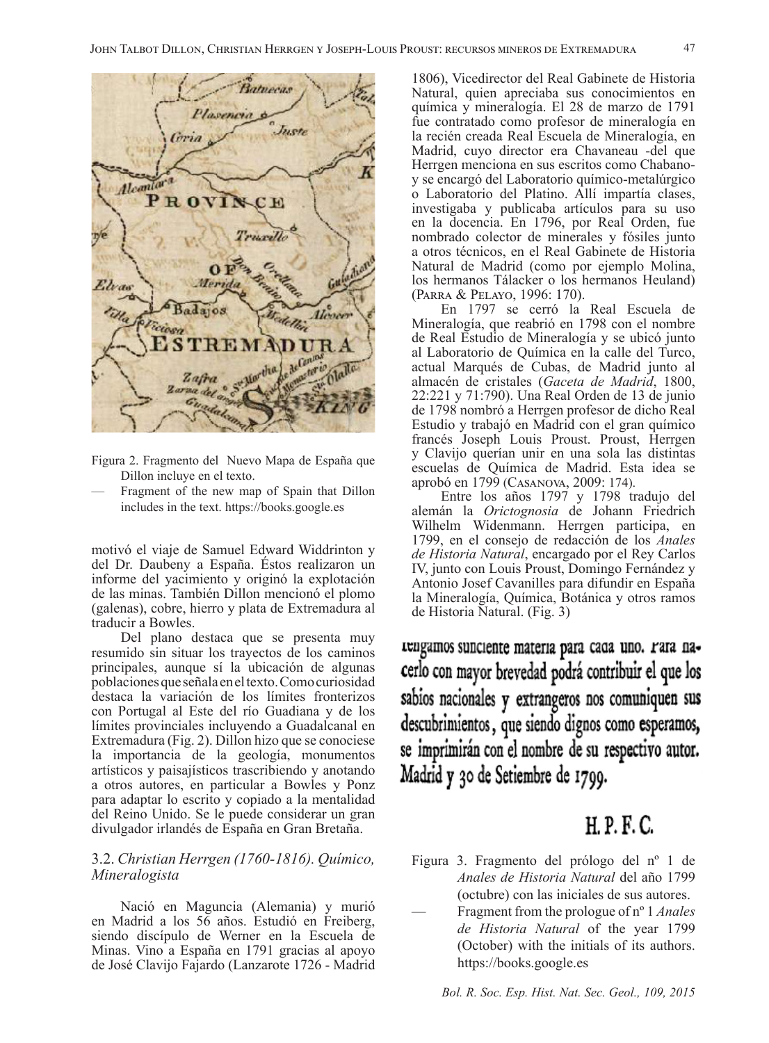Figura 2. Fragmento del Nuevo Mapa de España que Dillon incluye en el texto.
— Fragment of the new map of Spain that Dillon includes in the text. https://books.google.es

motivó el viaje de Samuel Edward Widdrinton y del Dr. Daubeny a España. Éstos realizaron un informe del yacimiento y originó la explotación de las minas. También Dillon mencionó el plomo (galenas), cobre, hierro y plata de Extremadura al traducir a Bowles.

Del plano destaca que se presenta muy resumido sin situar los trayectos de los caminos principales, aunque sí la ubicación de algunas poblaciones que señala en el texto. Como curiosidad destaca la variación de los límites fronterizos con Portugal al Este del río Guadiana y de los límites provinciales incluyendo a Guadalcanal en Extremadura (Fig. 2). Dillon hizo que se conociese la importancia de la geología, monumentos artísticos y paisajísticos trascribiendo y anotando a otros autores, en particular a Bowles y Ponz para adaptar lo escrito y copiado a la mentalidad del Reino Unido. Se le puede considerar un gran divulgador irlandés de España en Gran Bretaña.

### 3.2. *Christian Herrgen (1760-1816). Químico, Mineralogista*

Nació en Maguncia (Alemania) y murió en Madrid a los 56 años. Estudió en Freiberg, siendo discípulo de Werner en la Escuela de Minas. Vino a España en 1791 gracias al apoyo de José Clavijo Fajardo (Lanzarote 1726 - Madrid 1806), Vicedirector del Real Gabinete de Historia Natural, quien apreciaba sus conocimientos en química y mineralogía. El 28 de marzo de 1791 fue contratado como profesor de mineralogía en la recién creada Real Escuela de Mineralogía, en Madrid, cuyo director era Chavaneau -del que Herrgen menciona en sus escritos como Chabano- y se encargó del Laboratorio químico-metalúrgico o Laboratorio del Platino. Allí impartía clases, investigaba y publicaba artículos para su uso en la docencia. En 1796, por Real Orden, fue nombrado colector de minerales y fósiles junto a otros técnicos, en el Real Gabinete de Historia Natural de Madrid (como por ejemplo Molina, los hermanos Tálacker o los hermanos Heuland) (Parra & Pelayo, 1996: 170).

En 1797 se cerró la Real Escuela de Mineralogía, que reabrió en 1798 con el nombre de Real Estudio de Mineralogía y se ubicó junto al Laboratorio de Química en la calle del Turco, actual Marqués de Cubas, de Madrid junto al almacén de cristales (*Gaceta de Madrid*, 1800, 22:221 y 71:790). Una Real Orden de 13 de junio de 1798 nombró a Herrgen profesor de dicho Real Estudio y trabajó en Madrid con el gran químico francés Joseph Louis Proust. Proust, Herrgen y Clavijo querían unir en una sola las distintas escuelas de Química de Madrid. Esta idea se aprobó en 1799 (Casanova, 2009: 174).

Entre los años 1797 y 1798 tradujo del alemán la *Orictognosia* de Johann Friedrich Wilhelm Widenmann. Herrgen participa, en 1799, en el consejo de redacción de los *Anales de Historia Natural*, encargado por el Rey Carlos IV, junto con Louis Proust, Domingo Fernández y Antonio Josef Cavanilles para difundir en España la Mineralogía, Química, Botánica y otros ramos de Historia Natural. (Fig. 3)

tengamos suficiente materia para cada uno. Para hacerlo con mayor brevedad podrá contribuir el que los sabios nacionales y extrangeros nos comuniquen sus descubrimientos, que siendo dignos como esperamos, se imprimirán con el nombre de su respectivo autor. Madrid y 30 de Setiembre de 1799.

H. P. F. C.

Figura 3. Fragmento del prólogo del nº 1 de *Anales de Historia Natural* del año 1799 (octubre) con las iniciales de sus autores.
— Fragment from the prologue of nº 1 *Anales de Historia Natural* of the year 1799 (October) with the initials of its authors. https://books.google.es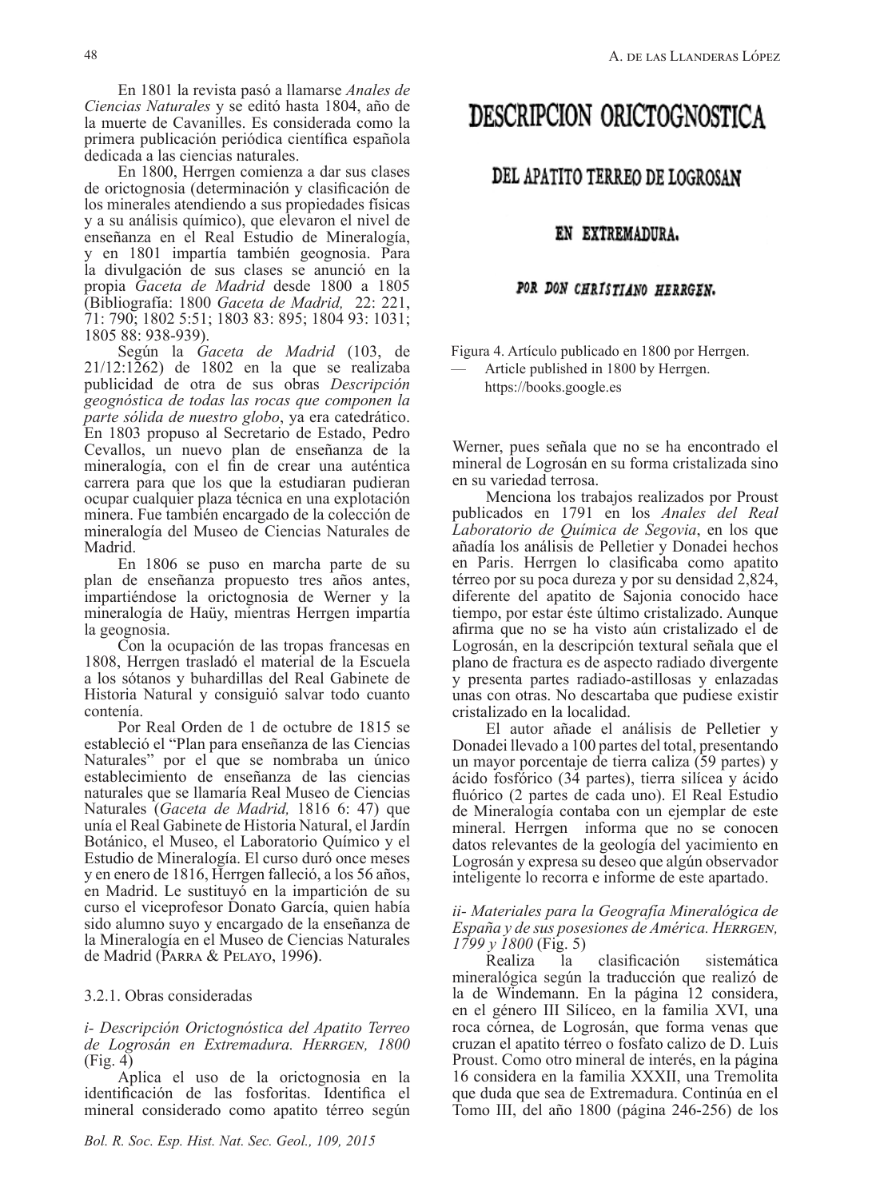En 1801 la revista pasó a llamarse *Anales de Ciencias Naturales* y se editó hasta 1804, año de la muerte de Cavanilles. Es considerada como la primera publicación periódica científica española dedicada a las ciencias naturales.

En 1800, Herrgen comienza a dar sus clases de orictognosia (determinación y clasificación de los minerales atendiendo a sus propiedades físicas y a su análisis químico), que elevaron el nivel de enseñanza en el Real Estudio de Mineralogía, y en 1801 impartía también geognosia. Para la divulgación de sus clases se anunció en la propia *Gaceta de Madrid* desde 1800 a 1805 (Bibliografía: 1800 *Gaceta de Madrid,* 22: 221, 71: 790; 1802 5:51; 1803 83: 895; 1804 93: 1031; 1805 88: 938-939).

Según la *Gaceta de Madrid* (103, de 21/12:1262) de 1802 en la que se realizaba publicidad de otra de sus obras *Descripción geognóstica de todas las rocas que componen la parte sólida de nuestro globo*, ya era catedrático. En 1803 propuso al Secretario de Estado, Pedro Cevallos, un nuevo plan de enseñanza de la mineralogía, con el fin de crear una auténtica carrera para que los que la estudiaran pudieran ocupar cualquier plaza técnica en una explotación minera. Fue también encargado de la colección de mineralogía del Museo de Ciencias Naturales de Madrid.

En 1806 se puso en marcha parte de su plan de enseñanza propuesto tres años antes, impartiéndose la orictognosia de Werner y la mineralogía de Haüy, mientras Herrgen impartía la geognosia.

Con la ocupación de las tropas francesas en 1808, Herrgen trasladó el material de la Escuela a los sótanos y buhardillas del Real Gabinete de Historia Natural y consiguió salvar todo cuanto contenía.

Por Real Orden de 1 de octubre de 1815 se estableció el "Plan para enseñanza de las Ciencias Naturales" por el que se nombraba un único establecimiento de enseñanza de las ciencias naturales que se llamaría Real Museo de Ciencias Naturales (*Gaceta de Madrid,* 1816 6: 47) que unía el Real Gabinete de Historia Natural, el Jardín Botánico, el Museo, el Laboratorio Químico y el Estudio de Mineralogía. El curso duró once meses y en enero de 1816, Herrgen falleció, a los 56 años, en Madrid. Le sustituyó en la impartición de su curso el viceprofesor Donato García, quien había sido alumno suyo y encargado de la enseñanza de la Mineralogía en el Museo de Ciencias Naturales de Madrid (Parra & Pelayo, 1996**)**.

### 3.2.1. Obras consideradas

*i- Descripción Orictognóstica del Apatito Terreo de Logrosán en Extremadura. Herrgen, 1800* (Fig. 4)

Aplica el uso de la orictognosia en la identificación de las fosforitas. Identifica el mineral considerado como apatito térreo según Werner, pues señala que no se ha encontrado el mineral de Logrosán en su forma cristalizada sino en su variedad terrosa.

DESCRIPCION ORICTOGNOSTICA

DEL APATITO TERREO DE LOGROSAN

EN EXTREMADURA.

POR DON CHRISTIANO HERRGEN.

Figura 4. Artículo publicado en 1800 por Herrgen.
— Article published in 1800 by Herrgen.
https://books.google.es

Menciona los trabajos realizados por Proust publicados en 1791 en los *Anales del Real Laboratorio de Química de Segovia*, en los que añadía los análisis de Pelletier y Donadei hechos en Paris. Herrgen lo clasificaba como apatito térreo por su poca dureza y por su densidad 2,824, diferente del apatito de Sajonia conocido hace tiempo, por estar éste último cristalizado. Aunque afirma que no se ha visto aún cristalizado el de Logrosán, en la descripción textural señala que el plano de fractura es de aspecto radiado divergente y presenta partes radiado-astillosas y enlazadas unas con otras. No descartaba que pudiese existir cristalizado en la localidad.

El autor añade el análisis de Pelletier y Donadei llevado a 100 partes del total, presentando un mayor porcentaje de tierra caliza (59 partes) y ácido fosfórico (34 partes), tierra silícea y ácido fluórico (2 partes de cada uno). El Real Estudio de Mineralogía contaba con un ejemplar de este mineral. Herrgen informa que no se conocen datos relevantes de la geología del yacimiento en Logrosán y expresa su deseo que algún observador inteligente lo recorra e informe de este apartado.

*ii- Materiales para la Geografía Mineralógica de España y de sus posesiones de América. Herrgen, 1799 y 1800* (Fig. 5)

Realiza la clasificación sistemática mineralógica según la traducción que realizó de la de Windemann. En la página 12 considera, en el género III Silíceo, en la familia XVI, una roca córnea, de Logrosán, que forma venas que cruzan el apatito térreo o fosfato calizo de D. Luis Proust. Como otro mineral de interés, en la página 16 considera en la familia XXXII, una Tremolita que duda que sea de Extremadura. Continúa en el Tomo III, del año 1800 (página 246-256) de los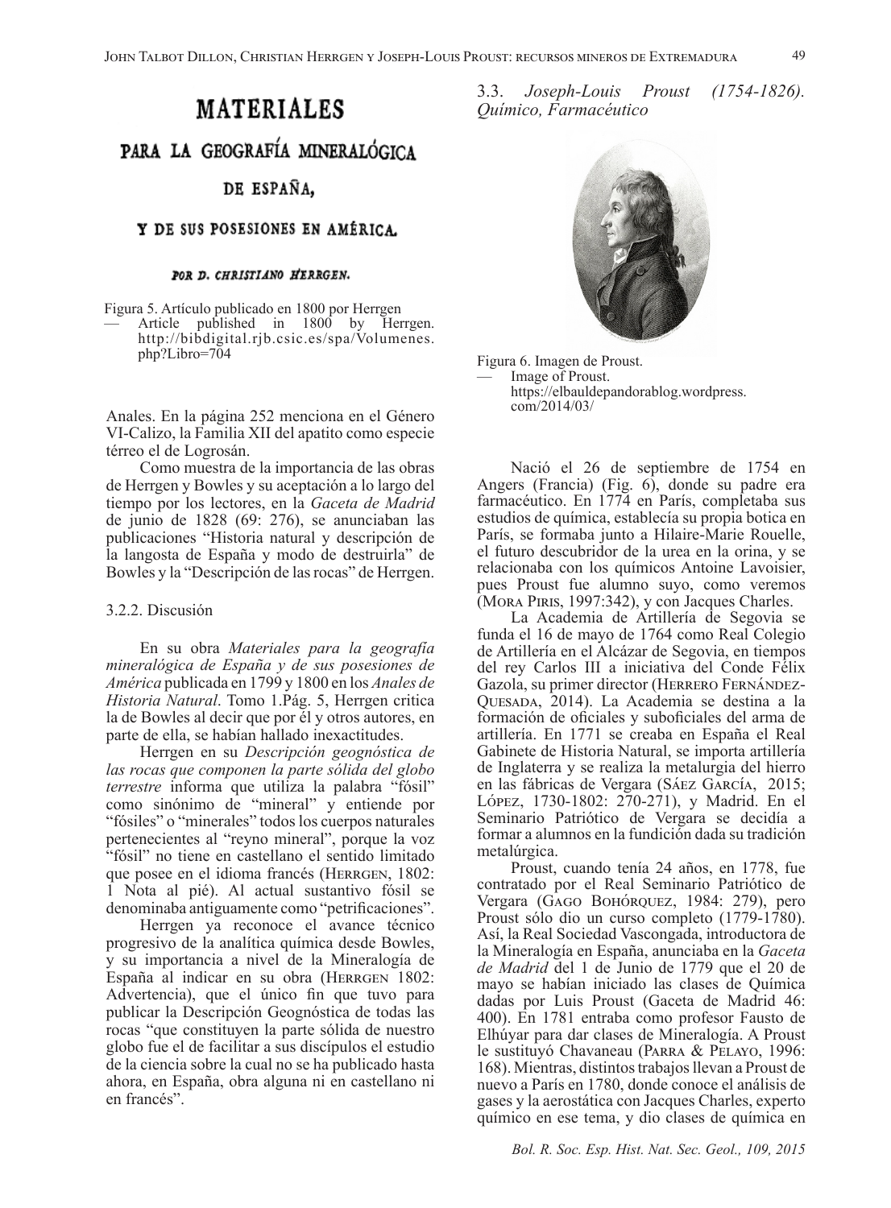MATERIALES

PARA LA GEOGRAFÍA MINERALÓGICA

DE ESPAÑA,

Y DE SUS POSESIONES EN AMÉRICA.

POR D. CHRISTIANO HERRGEN.

Figura 5. Artículo publicado en 1800 por Herrgen
— Article published in 1800 by Herrgen. http://bibdigital.rjb.csic.es/spa/Volumenes.php?Libro=704

Anales. En la página 252 menciona en el Género VI-Calizo, la Familia XII del apatito como especie térreo el de Logrosán.

Como muestra de la importancia de las obras de Herrgen y Bowles y su aceptación a lo largo del tiempo por los lectores, en la *Gaceta de Madrid* de junio de 1828 (69: 276), se anunciaban las publicaciones "Historia natural y descripción de la langosta de España y modo de destruirla" de Bowles y la "Descripción de las rocas" de Herrgen.

### 3.2.2. Discusión

En su obra *Materiales para la geografía mineralógica de España y de sus posesiones de América* publicada en 1799 y 1800 en los *Anales de Historia Natural*. Tomo 1.Pág. 5, Herrgen critica la de Bowles al decir que por él y otros autores, en parte de ella, se habían hallado inexactitudes.

Herrgen en su *Descripción geognóstica de las rocas que componen la parte sólida del globo terrestre* informa que utiliza la palabra "fósil" como sinónimo de "mineral" y entiende por "fósiles" o "minerales" todos los cuerpos naturales pertenecientes al "reyno mineral", porque la voz "fósil" no tiene en castellano el sentido limitado que posee en el idioma francés (Herrgen, 1802: 1 Nota al pié). Al actual sustantivo fósil se denominaba antiguamente como "petrificaciones".

Herrgen ya reconoce el avance técnico progresivo de la analítica química desde Bowles, y su importancia a nivel de la Mineralogía de España al indicar en su obra (Herrgen 1802: Advertencia), que el único fin que tuvo para publicar la Descripción Geognóstica de todas las rocas "que constituyen la parte sólida de nuestro globo fue el de facilitar a sus discípulos el estudio de la ciencia sobre la cual no se ha publicado hasta ahora, en España, obra alguna ni en castellano ni en francés".

### 3.3. *Joseph-Louis Proust (1754-1826). Químico, Farmacéutico*

Figura 6. Imagen de Proust.
— Image of Proust. https://elbauldepandorablog.wordpress.com/2014/03/

Nació el 26 de septiembre de 1754 en Angers (Francia) (Fig. 6), donde su padre era farmacéutico. En 1774 en París, completaba sus estudios de química, establecía su propia botica en París, se formaba junto a Hilaire-Marie Rouelle, el futuro descubridor de la urea en la orina, y se relacionaba con los químicos Antoine Lavoisier, pues Proust fue alumno suyo, como veremos (Mora Piris, 1997:342), y con Jacques Charles.

La Academia de Artillería de Segovia se funda el 16 de mayo de 1764 como Real Colegio de Artillería en el Alcázar de Segovia, en tiempos del rey Carlos III a iniciativa del Conde Félix Gazola, su primer director (Herrero Fernández-Quesada, 2014). La Academia se destina a la formación de oficiales y suboficiales del arma de artillería. En 1771 se creaba en España el Real Gabinete de Historia Natural, se importa artillería de Inglaterra y se realiza la metalurgia del hierro en las fábricas de Vergara (Sáez García, 2015; López, 1730-1802: 270-271), y Madrid. En el Seminario Patriótico de Vergara se decidía a formar a alumnos en la fundición dada su tradición metalúrgica.

Proust, cuando tenía 24 años, en 1778, fue contratado por el Real Seminario Patriótico de Vergara (Gago Bohórquez, 1984: 279), pero Proust sólo dio un curso completo (1779-1780). Así, la Real Sociedad Vascongada, introductora de la Mineralogía en España, anunciaba en la *Gaceta de Madrid* del 1 de Junio de 1779 que el 20 de mayo se habían iniciado las clases de Química dadas por Luis Proust (Gaceta de Madrid 46: 400). En 1781 entraba como profesor Fausto de Elhúyar para dar clases de Mineralogía. A Proust le sustituyó Chavaneau (Parra & Pelayo, 1996: 168). Mientras, distintos trabajos llevan a Proust de nuevo a París en 1780, donde conoce el análisis de gases y la aerostática con Jacques Charles, experto químico en ese tema, y dio clases de química en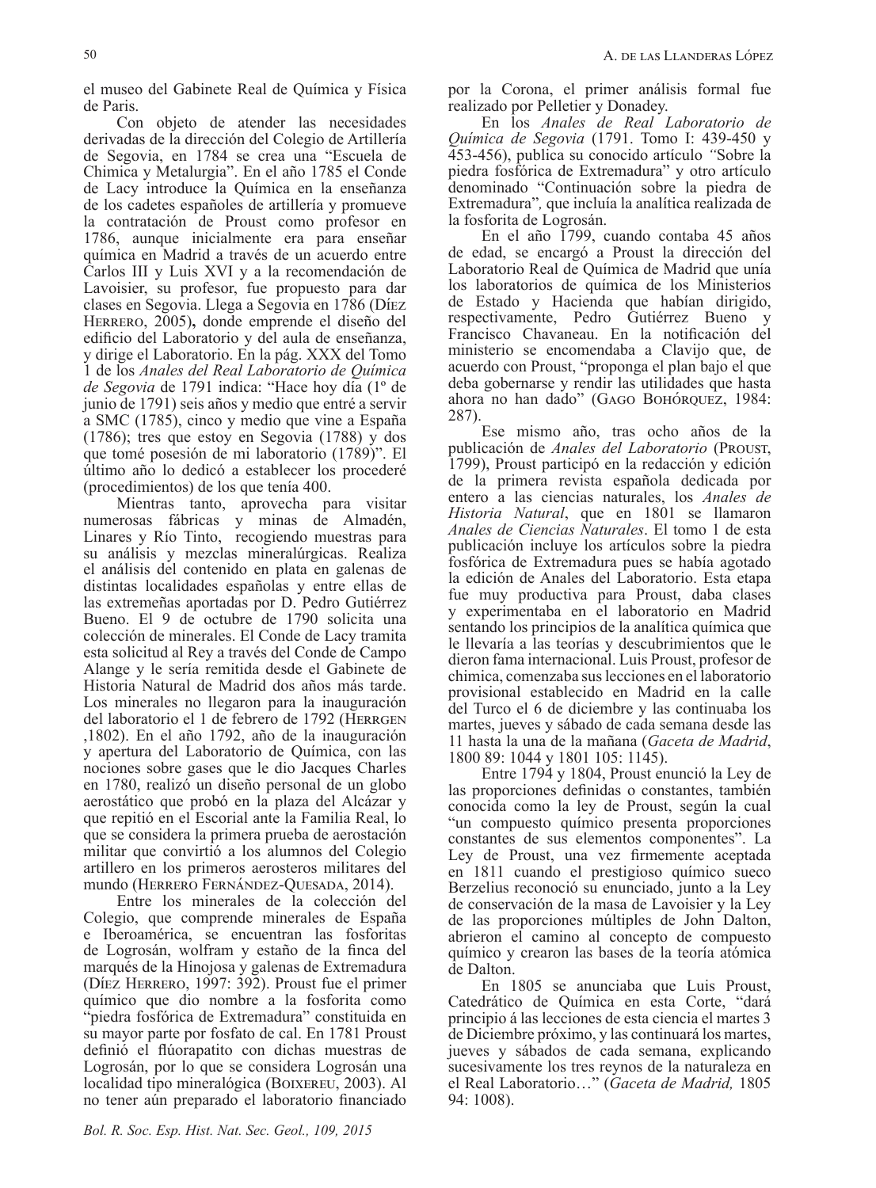el museo del Gabinete Real de Química y Física de Paris.

Con objeto de atender las necesidades derivadas de la dirección del Colegio de Artillería de Segovia, en 1784 se crea una "Escuela de Chimica y Metalurgia". En el año 1785 el Conde de Lacy introduce la Química en la enseñanza de los cadetes españoles de artillería y promueve la contratación de Proust como profesor en 1786, aunque inicialmente era para enseñar química en Madrid a través de un acuerdo entre Carlos III y Luis XVI y a la recomendación de Lavoisier, su profesor, fue propuesto para dar clases en Segovia. Llega a Segovia en 1786 (Díez Herrero, 2005)**,** donde emprende el diseño del edificio del Laboratorio y del aula de enseñanza, y dirige el Laboratorio. En la pág. XXX del Tomo 1 de los *Anales del Real Laboratorio de Química de Segovia* de 1791 indica: "Hace hoy día (1º de junio de 1791) seis años y medio que entré a servir a SMC (1785), cinco y medio que vine a España (1786); tres que estoy en Segovia (1788) y dos que tomé posesión de mi laboratorio (1789)". El último año lo dedicó a establecer los procederé (procedimientos) de los que tenía 400.

Mientras tanto, aprovecha para visitar numerosas fábricas y minas de Almadén, Linares y Río Tinto, recogiendo muestras para su análisis y mezclas mineralúrgicas. Realiza el análisis del contenido en plata en galenas de distintas localidades españolas y entre ellas de las extremeñas aportadas por D. Pedro Gutiérrez Bueno. El 9 de octubre de 1790 solicita una colección de minerales. El Conde de Lacy tramita esta solicitud al Rey a través del Conde de Campo Alange y le sería remitida desde el Gabinete de Historia Natural de Madrid dos años más tarde. Los minerales no llegaron para la inauguración del laboratorio el 1 de febrero de 1792 (Herrgen ,1802). En el año 1792, año de la inauguración y apertura del Laboratorio de Química, con las nociones sobre gases que le dio Jacques Charles en 1780, realizó un diseño personal de un globo aerostático que probó en la plaza del Alcázar y que repitió en el Escorial ante la Familia Real, lo que se considera la primera prueba de aerostación militar que convirtió a los alumnos del Colegio artillero en los primeros aerosteros militares del mundo (Herrero Fernández-Quesada, 2014).

Entre los minerales de la colección del Colegio, que comprende minerales de España e Iberoamérica, se encuentran las fosforitas de Logrosán, wolfram y estaño de la finca del marqués de la Hinojosa y galenas de Extremadura (Díez Herrero, 1997: 392). Proust fue el primer químico que dio nombre a la fosforita como "piedra fosfórica de Extremadura" constituida en su mayor parte por fosfato de cal. En 1781 Proust definió el flúorapatito con dichas muestras de Logrosán, por lo que se considera Logrosán una localidad tipo mineralógica (Boixereu, 2003). Al no tener aún preparado el laboratorio financiado por la Corona, el primer análisis formal fue realizado por Pelletier y Donadey.

En los *Anales de Real Laboratorio de Química de Segovia* (1791. Tomo I: 439-450 y 453-456), publica su conocido artículo *"*Sobre la piedra fosfórica de Extremadura" y otro artículo denominado "Continuación sobre la piedra de Extremadura"*,* que incluía la analítica realizada de la fosforita de Logrosán.

En el año 1799, cuando contaba 45 años de edad, se encargó a Proust la dirección del Laboratorio Real de Química de Madrid que unía los laboratorios de química de los Ministerios de Estado y Hacienda que habían dirigido, respectivamente, Pedro Gutiérrez Bueno y Francisco Chavaneau. En la notificación del ministerio se encomendaba a Clavijo que, de acuerdo con Proust, "proponga el plan bajo el que deba gobernarse y rendir las utilidades que hasta ahora no han dado" (Gago Bohórquez, 1984: 287).

Ese mismo año, tras ocho años de la publicación de *Anales del Laboratorio* (Proust, 1799), Proust participó en la redacción y edición de la primera revista española dedicada por entero a las ciencias naturales, los *Anales de Historia Natural*, que en 1801 se llamaron *Anales de Ciencias Naturales*. El tomo 1 de esta publicación incluye los artículos sobre la piedra fosfórica de Extremadura pues se había agotado la edición de Anales del Laboratorio. Esta etapa fue muy productiva para Proust, daba clases y experimentaba en el laboratorio en Madrid sentando los principios de la analítica química que le llevaría a las teorías y descubrimientos que le dieron fama internacional. Luis Proust, profesor de chimica, comenzaba sus lecciones en el laboratorio provisional establecido en Madrid en la calle del Turco el 6 de diciembre y las continuaba los martes, jueves y sábado de cada semana desde las 11 hasta la una de la mañana (*Gaceta de Madrid*, 1800 89: 1044 y 1801 105: 1145).

Entre 1794 y 1804, Proust enunció la Ley de las proporciones definidas o constantes, también conocida como la ley de Proust, según la cual "un compuesto químico presenta proporciones constantes de sus elementos componentes". La Ley de Proust, una vez firmemente aceptada en 1811 cuando el prestigioso químico sueco Berzelius reconoció su enunciado, junto a la Ley de conservación de la masa de Lavoisier y la Ley de las proporciones múltiples de John Dalton, abrieron el camino al concepto de compuesto químico y crearon las bases de la teoría atómica de Dalton.

En 1805 se anunciaba que Luis Proust, Catedrático de Química en esta Corte, "dará principio á las lecciones de esta ciencia el martes 3 de Diciembre próximo, y las continuará los martes, jueves y sábados de cada semana, explicando sucesivamente los tres reynos de la naturaleza en el Real Laboratorio…" (*Gaceta de Madrid,* 1805 94: 1008).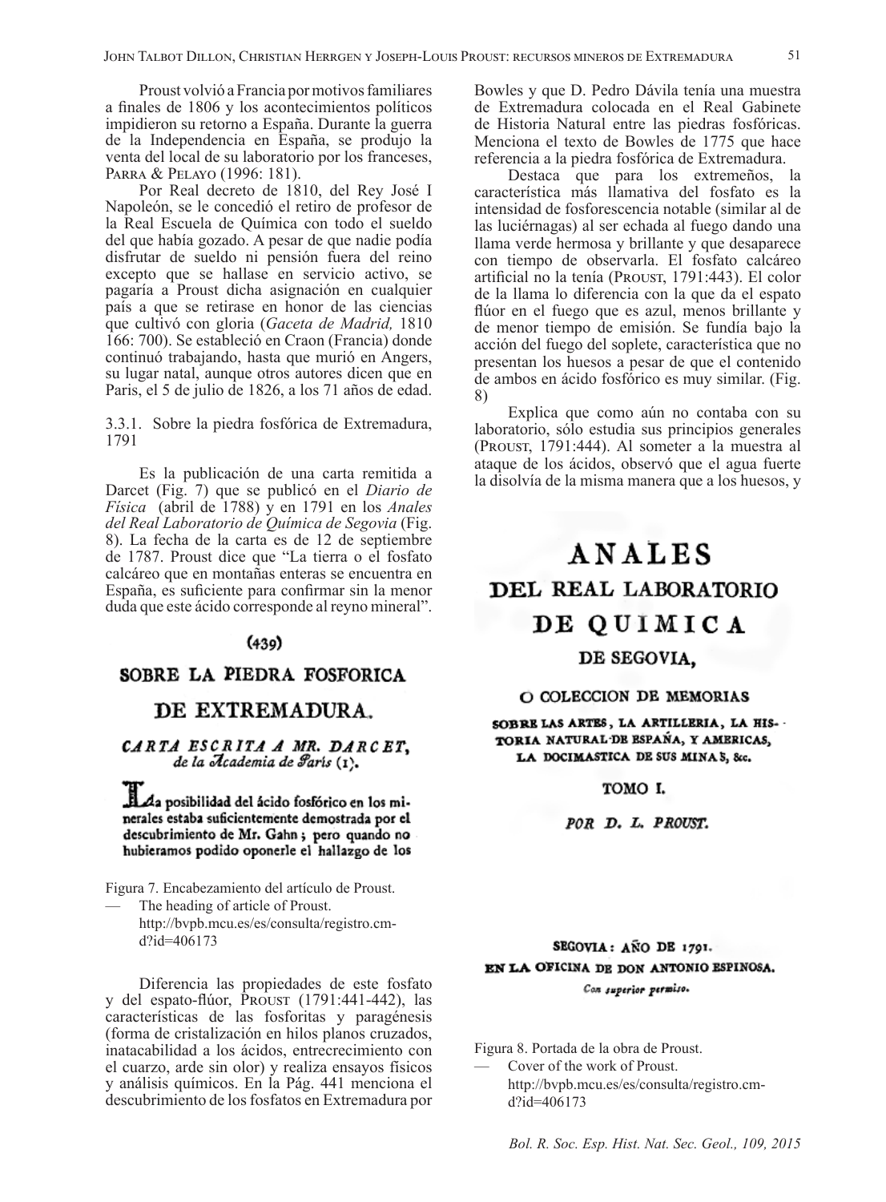Proust volvió a Francia por motivos familiares a finales de 1806 y los acontecimientos políticos impidieron su retorno a España. Durante la guerra de la Independencia en España, se produjo la venta del local de su laboratorio por los franceses, Parra & Pelayo (1996: 181).

Por Real decreto de 1810, del Rey José I Napoleón, se le concedió el retiro de profesor de la Real Escuela de Química con todo el sueldo del que había gozado. A pesar de que nadie podía disfrutar de sueldo ni pensión fuera del reino excepto que se hallase en servicio activo, se pagaría a Proust dicha asignación en cualquier país a que se retirase en honor de las ciencias que cultivó con gloria (*Gaceta de Madrid,* 1810 166: 700). Se estableció en Craon (Francia) donde continuó trabajando, hasta que murió en Angers, su lugar natal, aunque otros autores dicen que en Paris, el 5 de julio de 1826, a los 71 años de edad.

### 3.3.1. Sobre la piedra fosfórica de Extremadura, 1791

Es la publicación de una carta remitida a Darcet (Fig. 7) que se publicó en el *Diario de Física* (abril de 1788) y en 1791 en los *Anales del Real Laboratorio de Química de Segovia* (Fig. 8). La fecha de la carta es de 12 de septiembre de 1787. Proust dice que "La tierra o el fosfato calcáreo que en montañas enteras se encuentra en España, es suficiente para confirmar sin la menor duda que este ácido corresponde al reyno mineral".

(439)

**SOBRE LA PIEDRA FOSFORICA DE EXTREMADURA.**

***CARTA ESCRITA A MR. DARCET,*** *de la Academia de Paris* (1).

**La posibilidad del ácido fosfórico en los minerales estaba suficientemente demostrada por el descubrimiento de Mr. Gahn; pero quando no hubieramos podido oponerle el hallazgo de los**

Figura 7. Encabezamiento del artículo de Proust.
— The heading of article of Proust.
http://bvpb.mcu.es/es/consulta/registro.cmd?id=406173

Diferencia las propiedades de este fosfato y del espato-flúor, Proust (1791:441-442), las características de las fosforitas y paragénesis (forma de cristalización en hilos planos cruzados, inatacabilidad a los ácidos, entrecrecimiento con el cuarzo, arde sin olor) y realiza ensayos físicos y análisis químicos. En la Pág. 441 menciona el descubrimiento de los fosfatos en Extremadura por Bowles y que D. Pedro Dávila tenía una muestra de Extremadura colocada en el Real Gabinete de Historia Natural entre las piedras fosfóricas. Menciona el texto de Bowles de 1775 que hace referencia a la piedra fosfórica de Extremadura.

Destaca que para los extremeños, la característica más llamativa del fosfato es la intensidad de fosforescencia notable (similar al de las luciérnagas) al ser echada al fuego dando una llama verde hermosa y brillante y que desaparece con tiempo de observarla. El fosfato calcáreo artificial no la tenía (Proust, 1791:443). El color de la llama lo diferencia con la que da el espato flúor en el fuego que es azul, menos brillante y de menor tiempo de emisión. Se fundía bajo la acción del fuego del soplete, característica que no presentan los huesos a pesar de que el contenido de ambos en ácido fosfórico es muy similar. (Fig. 8)

Explica que como aún no contaba con su laboratorio, sólo estudia sus principios generales (Proust, 1791:444). Al someter a la muestra al ataque de los ácidos, observó que el agua fuerte la disolvía de la misma manera que a los huesos, y

**ANALES DEL REAL LABORATORIO DE QUIMICA DE SEGOVIA,**

**O COLECCION DE MEMORIAS SOBRE LAS ARTES, LA ARTILLERIA, LA HISTORIA NATURAL DE ESPAÑA, Y AMERICAS, LA DOCIMASTICA DE SUS MINAS, &c.**

**TOMO I.**

***POR D. L. PROUST.***

**SEGOVIA: AÑO DE 1791. EN LA OFICINA DE DON ANTONIO ESPINOSA.**

*Con superior permiso.*

Figura 8. Portada de la obra de Proust.
— Cover of the work of Proust.
http://bvpb.mcu.es/es/consulta/registro.cmd?id=406173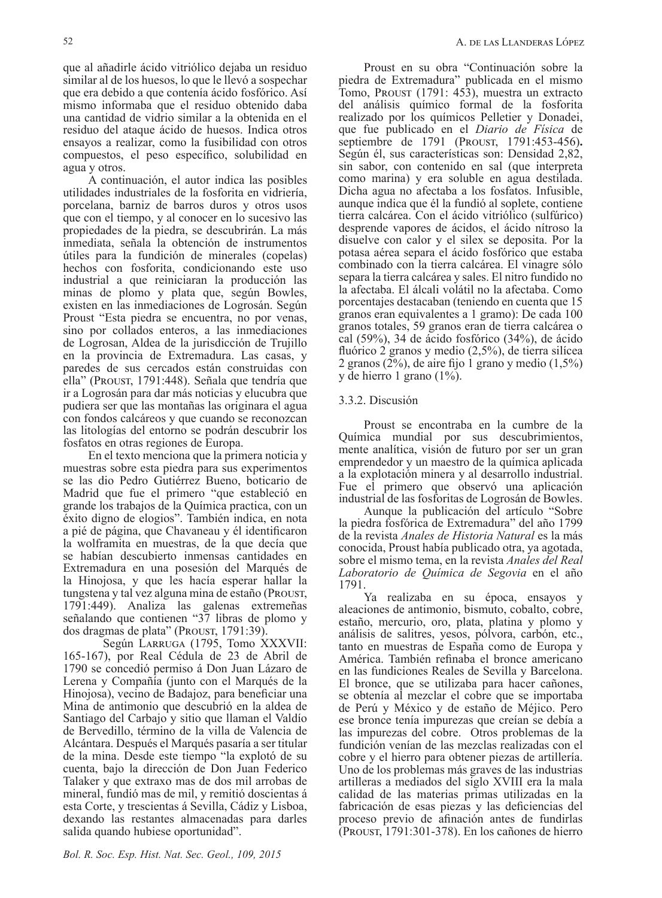que al añadirle ácido vitriólico dejaba un residuo similar al de los huesos, lo que le llevó a sospechar que era debido a que contenía ácido fosfórico. Así mismo informaba que el residuo obtenido daba una cantidad de vidrio similar a la obtenida en el residuo del ataque ácido de huesos. Indica otros ensayos a realizar, como la fusibilidad con otros compuestos, el peso específico, solubilidad en agua y otros.

A continuación, el autor indica las posibles utilidades industriales de la fosforita en vidriería, porcelana, barniz de barros duros y otros usos que con el tiempo, y al conocer en lo sucesivo las propiedades de la piedra, se descubrirán. La más inmediata, señala la obtención de instrumentos útiles para la fundición de minerales (copelas) hechos con fosforita, condicionando este uso industrial a que reiniciaran la producción las minas de plomo y plata que, según Bowles, existen en las inmediaciones de Logrosán. Según Proust "Esta piedra se encuentra, no por venas, sino por collados enteros, a las inmediaciones de Logrosan, Aldea de la jurisdicción de Trujillo en la provincia de Extremadura. Las casas, y paredes de sus cercados están construidas con ella" (Proust, 1791:448). Señala que tendría que ir a Logrosán para dar más noticias y elucubra que pudiera ser que las montañas las originara el agua con fondos calcáreos y que cuando se reconozcan las litologías del entorno se podrán descubrir los fosfatos en otras regiones de Europa.

En el texto menciona que la primera noticia y muestras sobre esta piedra para sus experimentos se las dio Pedro Gutiérrez Bueno, boticario de Madrid que fue el primero "que estableció en grande los trabajos de la Química practica, con un éxito digno de elogios". También indica, en nota a pié de página, que Chavaneau y él identificaron la wolframita en muestras, de la que decía que se habían descubierto inmensas cantidades en Extremadura en una posesión del Marqués de la Hinojosa, y que les hacía esperar hallar la tungstena y tal vez alguna mina de estaño (Proust, 1791:449). Analiza las galenas extremeñas señalando que contienen "37 libras de plomo y dos dragmas de plata" (Proust, 1791:39).

Según Larruga (1795, Tomo XXXVII: 165-167), por Real Cédula de 23 de Abril de 1790 se concedió permiso á Don Juan Lázaro de Lerena y Compañía (junto con el Marqués de la Hinojosa), vecino de Badajoz, para beneficiar una Mina de antimonio que descubrió en la aldea de Santiago del Carbajo y sitio que llaman el Valdío de Bervedillo, término de la villa de Valencia de Alcántara. Después el Marqués pasaría a ser titular de la mina. Desde este tiempo "la explotó de su cuenta, bajo la dirección de Don Juan Federico Talaker y que extraxo mas de dos mil arrobas de mineral, fundió mas de mil, y remitió doscientas á esta Corte, y trescientas á Sevilla, Cádiz y Lisboa, dexando las restantes almacenadas para darles salida quando hubiese oportunidad".

Proust en su obra "Continuación sobre la piedra de Extremadura" publicada en el mismo Tomo, Proust (1791: 453), muestra un extracto del análisis químico formal de la fosforita realizado por los químicos Pelletier y Donadei, que fue publicado en el *Diario de Física* de septiembre de 1791 (Proust, 1791:453-456). Según él, sus características son: Densidad 2,82, sin sabor, con contenido en sal (que interpreta como marina) y era soluble en agua destilada. Dicha agua no afectaba a los fosfatos. Infusible, aunque indica que él la fundió al soplete, contiene tierra calcárea. Con el ácido vitriólico (sulfúrico) desprende vapores de ácidos, el ácido nitroso la disuelve con calor y el silex se deposita. Por la potasa aérea separa el ácido fosfórico que estaba combinado con la tierra calcárea. El vinagre sólo separa la tierra calcárea y sales. El nitro fundido no la afectaba. El álcali volátil no la afectaba. Como porcentajes destacaban (teniendo en cuenta que 15 granos eran equivalentes a 1 gramo): De cada 100 granos totales, 59 granos eran de tierra calcárea o cal (59%), 34 de ácido fosfórico (34%), de ácido fluórico 2 granos y medio (2,5%), de tierra silícea 2 granos (2%), de aire fijo 1 grano y medio (1,5%) y de hierro 1 grano (1%).

### 3.3.2. Discusión

Proust se encontraba en la cumbre de la Química mundial por sus descubrimientos, mente analítica, visión de futuro por ser un gran emprendedor y un maestro de la química aplicada a la explotación minera y al desarrollo industrial. Fue el primero que observó una aplicación industrial de las fosforitas de Logrosán de Bowles.

Aunque la publicación del artículo "Sobre la piedra fosfórica de Extremadura" del año 1799 de la revista *Anales de Historia Natural* es la más conocida, Proust había publicado otra, ya agotada, sobre el mismo tema, en la revista *Anales del Real Laboratorio de Química de Segovia* en el año 1791.

Ya realizaba en su época, ensayos y aleaciones de antimonio, bismuto, cobalto, cobre, estaño, mercurio, oro, plata, platina y plomo y análisis de salitres, yesos, pólvora, carbón, etc., tanto en muestras de España como de Europa y América. También refinaba el bronce americano en las fundiciones Reales de Sevilla y Barcelona. El bronce, que se utilizaba para hacer cañones, se obtenía al mezclar el cobre que se importaba de Perú y México y de estaño de Méjico. Pero ese bronce tenía impurezas que creían se debía a las impurezas del cobre. Otros problemas de la fundición venían de las mezclas realizadas con el cobre y el hierro para obtener piezas de artillería. Uno de los problemas más graves de las industrias artilleras a mediados del siglo XVIII era la mala calidad de las materias primas utilizadas en la fabricación de esas piezas y las deficiencias del proceso previo de afinación antes de fundirlas (Proust, 1791:301-378). En los cañones de hierro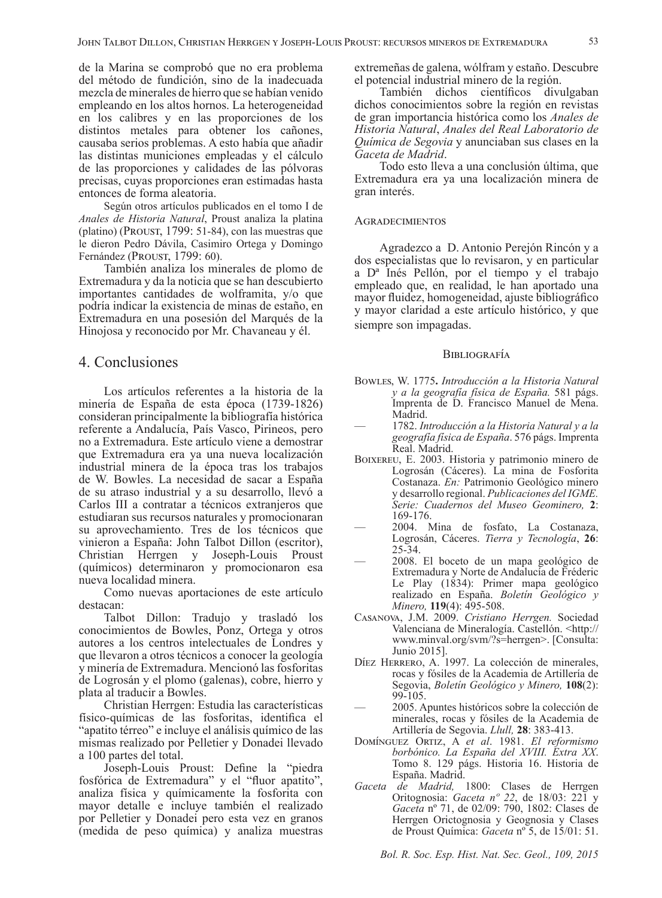de la Marina se comprobó que no era problema del método de fundición, sino de la inadecuada mezcla de minerales de hierro que se habían venido empleando en los altos hornos. La heterogeneidad en los calibres y en las proporciones de los distintos metales para obtener los cañones, causaba serios problemas. A esto había que añadir las distintas municiones empleadas y el cálculo de las proporciones y calidades de las pólvoras precisas, cuyas proporciones eran estimadas hasta entonces de forma aleatoria.

Según otros artículos publicados en el tomo I de *Anales de Historia Natural*, Proust analiza la platina (platino) (Proust, 1799: 51-84), con las muestras que le dieron Pedro Dávila, Casimiro Ortega y Domingo Fernández (Proust, 1799: 60).

También analiza los minerales de plomo de Extremadura y da la noticia que se han descubierto importantes cantidades de wolframita, y/o que podría indicar la existencia de minas de estaño, en Extremadura en una posesión del Marqués de la Hinojosa y reconocido por Mr. Chavaneau y él.

## 4. Conclusiones

Los artículos referentes a la historia de la minería de España de esta época (1739-1826) consideran principalmente la bibliografía histórica referente a Andalucía, País Vasco, Pirineos, pero no a Extremadura. Este artículo viene a demostrar que Extremadura era ya una nueva localización industrial minera de la época tras los trabajos de W. Bowles. La necesidad de sacar a España de su atraso industrial y a su desarrollo, llevó a Carlos III a contratar a técnicos extranjeros que estudiaran sus recursos naturales y promocionaran su aprovechamiento. Tres de los técnicos que vinieron a España: John Talbot Dillon (escritor), Christian Herrgen y Joseph-Louis Proust (químicos) determinaron y promocionaron esa nueva localidad minera.

Como nuevas aportaciones de este artículo destacan:

Talbot Dillon: Tradujo y trasladó los conocimientos de Bowles, Ponz, Ortega y otros autores a los centros intelectuales de Londres y que llevaron a otros técnicos a conocer la geología y minería de Extremadura. Mencionó las fosforitas de Logrosán y el plomo (galenas), cobre, hierro y plata al traducir a Bowles.

Christian Herrgen: Estudia las características físico-químicas de las fosforitas, identifica el "apatito térreo" e incluye el análisis químico de las mismas realizado por Pelletier y Donadei llevado a 100 partes del total.

Joseph-Louis Proust: Define la "piedra fosfórica de Extremadura" y el "fluor apatito", analiza física y químicamente la fosforita con mayor detalle e incluye también el realizado por Pelletier y Donadei pero esta vez en granos (medida de peso química) y analiza muestras extremeñas de galena, wólfram y estaño. Descubre el potencial industrial minero de la región.

También dichos científicos divulgaban dichos conocimientos sobre la región en revistas de gran importancia histórica como los *Anales de Historia Natural*, *Anales del Real Laboratorio de Química de Segovia* y anunciaban sus clases en la *Gaceta de Madrid*.

Todo esto lleva a una conclusión última, que Extremadura era ya una localización minera de gran interés.

### Agradecimientos

Agradezco a D. Antonio Perejón Rincón y a dos especialistas que lo revisaron, y en particular a Dª Inés Pellón, por el tiempo y el trabajo empleado que, en realidad, le han aportado una mayor fluidez, homogeneidad, ajuste bibliográfico y mayor claridad a este artículo histórico, y que siempre son impagadas.

### Bibliografía

Bowles, W. 1775**.** *Introducción a la Historia Natural y a la geografía física de España.* 581 págs. Imprenta de D. Francisco Manuel de Mena. Madrid.

— 1782. *Introducción a la Historia Natural y a la geografía física de España*. 576 págs. Imprenta Real. Madrid.

Boixereu, E. 2003. Historia y patrimonio minero de Logrosán (Cáceres). La mina de Fosforita Costanaza. *En:* Patrimonio Geológico minero y desarrollo regional. *Publicaciones del IGME. Serie: Cuadernos del Museo Geominero,* **2**: 169-176.

— 2004. Mina de fosfato, La Costanaza, Logrosán, Cáceres. *Tierra y Tecnología*, **26**: 25-34.

— 2008. El boceto de un mapa geológico de Extremadura y Norte de Andalucía de Fréderic Le Play (1834): Primer mapa geológico realizado en España. *Boletín Geológico y Minero,* **119**(4): 495-508.

Casanova, J.M. 2009. *Cristiano Herrgen.* Sociedad Valenciana de Mineralogía. Castellón. <http://www.minval.org/svm/?s=herrgen>. [Consulta: Junio 2015].

Díez Herrero, A. 1997. La colección de minerales, rocas y fósiles de la Academia de Artillería de Segovia, *Boletín Geológico y Minero,* **108**(2): 99-105.

— 2005. Apuntes históricos sobre la colección de minerales, rocas y fósiles de la Academia de Artillería de Segovia. *Llull,* **28**: 383-413.

Domínguez Ortiz, A *et al*. 1981. *El reformismo borbónico. La España del XVIII. Extra XX*. Tomo 8. 129 págs. Historia 16. Historia de España. Madrid.

*Gaceta de Madrid,* 1800: Clases de Herrgen Oritognosia: *Gaceta nº 22*, de 18/03: 221 y *Gaceta* nº 71, de 02/09: 790, 1802: Clases de Herrgen Orictognosia y Geognosia y Clases de Proust Química: *Gaceta* nº 5, de 15/01: 51.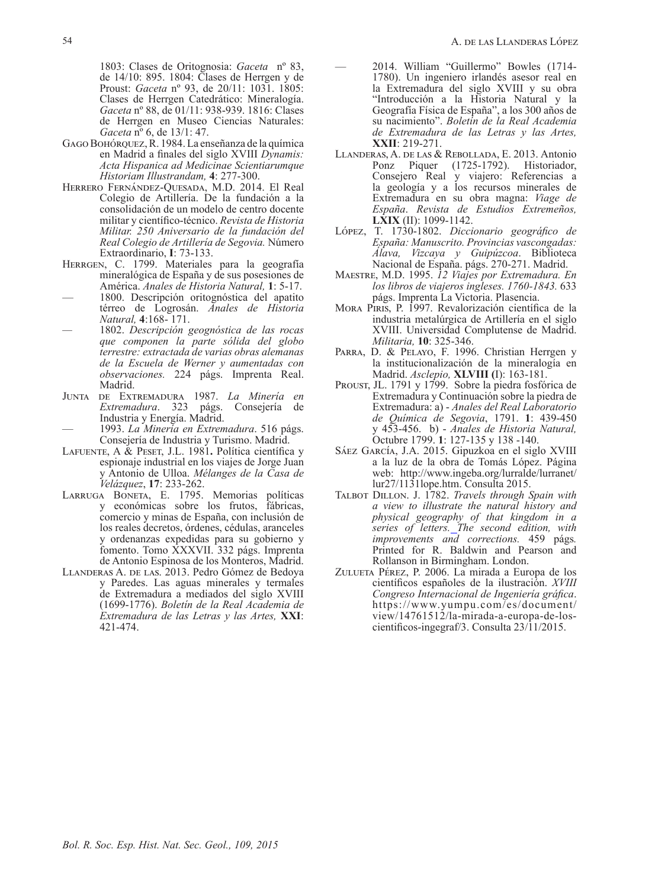1803: Clases de Oritognosia: *Gaceta* nº 83, de 14/10: 895. 1804: Clases de Herrgen y de Proust: *Gaceta* nº 93, de 20/11: 1031. 1805: Clases de Herrgen Catedrático: Mineralogía. *Gaceta* nº 88, de 01/11: 938-939. 1816: Clases de Herrgen en Museo Ciencias Naturales: *Gaceta* nº 6, de 13/1: 47.

Gago Bohórquez, R. 1984. La enseñanza de la química en Madrid a finales del siglo XVIII *Dynamis: Acta Hispanica ad Medicinae Scientiarumque Historiam Illustrandam,* **4**: 277-300.

Herrero Fernández-Quesada, M.D. 2014. El Real Colegio de Artillería. De la fundación a la consolidación de un modelo de centro docente militar y científico-técnico. *Revista de Historia Militar. 250 Aniversario de la fundación del Real Colegio de Artillería de Segovia.* Número Extraordinario, **I**: 73-133.

Herrgen, C. 1799. Materiales para la geografía mineralógica de España y de sus posesiones de América. *Anales de Historia Natural,* **1**: 5-17.

— 1800. Descripción oritognóstica del apatito térreo de Logrosán. *Anales de Historia Natural,* **4**:168- 171.

— 1802. *Descripción geognóstica de las rocas que componen la parte sólida del globo terrestre: extractada de varias obras alemanas de la Escuela de Werner y aumentadas con observaciones.* 224 págs. Imprenta Real. Madrid.

Junta de Extremadura 1987. *La Minería en Extremadura*. 323 págs. Consejería de Industria y Energía. Madrid.

— 1993. *La Minería en Extremadura*. 516 págs. Consejería de Industria y Turismo. Madrid.

Lafuente, A & Peset, J.L. 1981**.** Política científica y espionaje industrial en los viajes de Jorge Juan y Antonio de Ulloa. *Mélanges de la Casa de Velázquez*, **17**: 233-262.

Larruga Boneta, E. 1795. Memorias políticas y económicas sobre los frutos, fábricas, comercio y minas de España, con inclusión de los reales decretos, órdenes, cédulas, aranceles y ordenanzas expedidas para su gobierno y fomento. Tomo XXXVII. 332 págs. Imprenta de Antonio Espinosa de los Monteros, Madrid.

Llanderas A. de las. 2013. Pedro Gómez de Bedoya y Paredes. Las aguas minerales y termales de Extremadura a mediados del siglo XVIII (1699-1776). *Boletín de la Real Academia de Extremadura de las Letras y las Artes,* **XXI**: 421-474.

— 2014. William "Guillermo" Bowles (1714-1780). Un ingeniero irlandés asesor real en la Extremadura del siglo XVIII y su obra "Introducción a la Historia Natural y la Geografía Física de España", a los 300 años de su nacimiento". *Boletín de la Real Academia de Extremadura de las Letras y las Artes,* **XXII**: 219-271.

Llanderas, A. de las & Rebollada, E. 2013. Antonio Ponz Piquer (1725-1792). Historiador, Consejero Real y viajero: Referencias a la geología y a los recursos minerales de Extremadura en su obra magna: *Viage de España*. *Revista de Estudios Extremeños,* **LXIX** (II): 1099-1142.

López, T. 1730-1802. *Diccionario geográfico de España: Manuscrito. Provincias vascongadas: Álava, Vizcaya y Guipúzcoa*. Biblioteca Nacional de España. págs. 270-271. Madrid.

Maestre, M.D. 1995. *12 Viajes por Extremadura. En los libros de viajeros ingleses. 1760-1843.* 633 págs. Imprenta La Victoria. Plasencia.

Mora Piris, P. 1997. Revalorización científica de la industria metalúrgica de Artillería en el siglo XVIII. Universidad Complutense de Madrid. *Militaria,* **10**: 325-346.

Parra, D. & Pelayo, F. 1996. Christian Herrgen y la institucionalización de la mineralogía en Madrid. *Asclepio,* **XLVIII (**I): 163-181.

Proust, JL. 1791 y 1799. Sobre la piedra fosfórica de Extremadura y Continuación sobre la piedra de Extremadura: a) - *Anales del Real Laboratorio de Química de Segovia*, 1791. **1**: 439-450 y 453-456. b) - *Anales de Historia Natural,* Octubre 1799. **1**: 127-135 y 138 -140.

Sáez García, J.A. 2015. Gipuzkoa en el siglo XVIII a la luz de la obra de Tomás López. Página web: http://www.ingeba.org/lurralde/lurranet/lur27/1131lope.htm. Consulta 2015.

Talbot Dillon. J. 1782. *Travels through Spain with a view to illustrate the natural history and physical geography of that kingdom in a series of letters. The second edition, with improvements and corrections.* 459 págs*.* Printed for R. Baldwin and Pearson and Rollanson in Birmingham. London.

Zulueta Pérez, P. 2006. La mirada a Europa de los científicos españoles de la ilustración. *XVIII Congreso Internacional de Ingeniería gráfica*. https://www.yumpu.com/es/document/view/14761512/la-mirada-a-europa-de-los-cientificos-ingegraf/3. Consulta 23/11/2015.